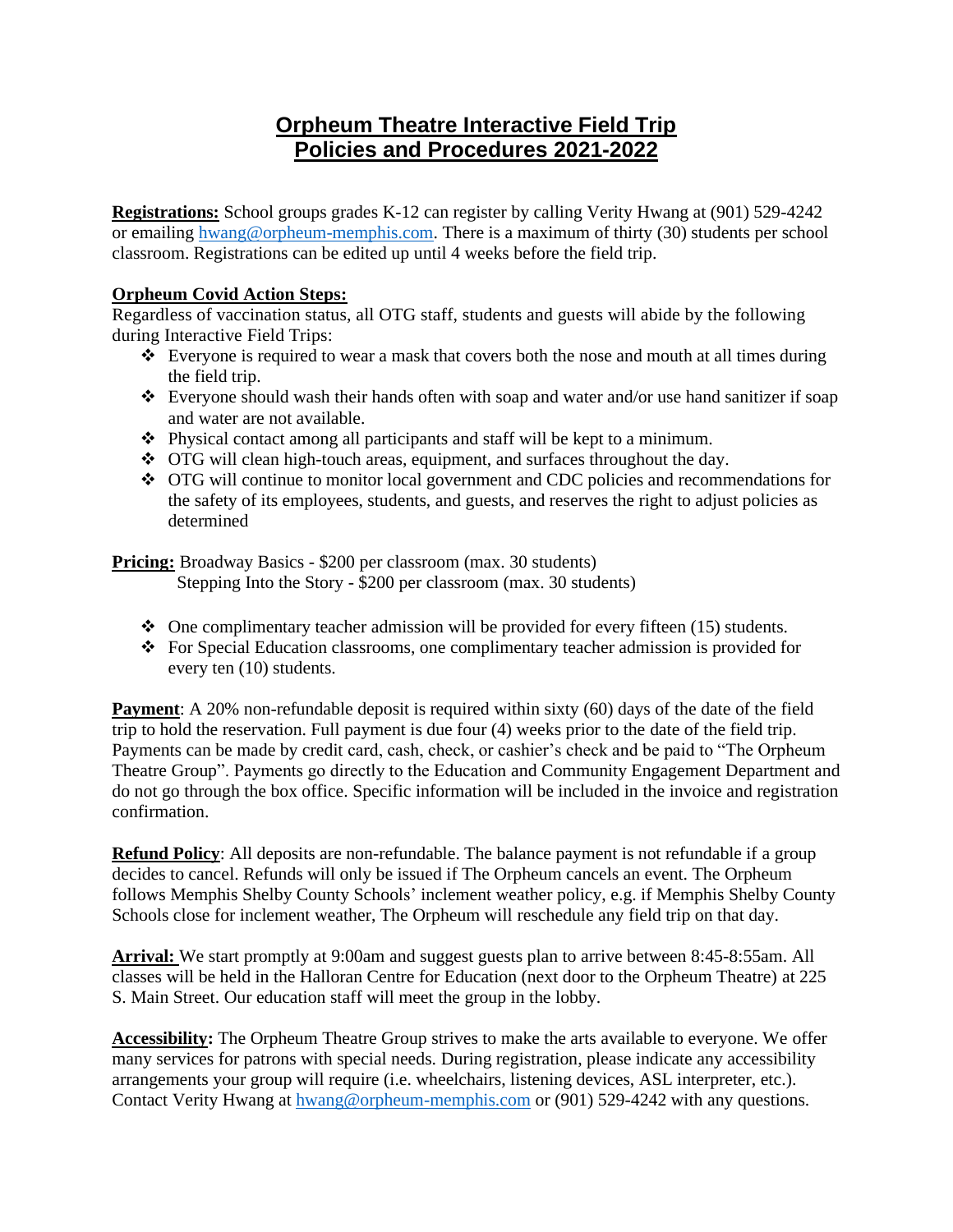# Orpheum Theatre Interactive Field Trip Policies and Procedures 2021-2022

**Registrations:** School groups grades K-12 can register by calling Verity Hwang at (901) 529-4242 or emailing hwang@orpheum-memphis.com. There is a maximum of thirty (30) students per school classroom. Registrations can be edited up until 4 weeks before the field trip.

**Orpheum Covid Action Steps:**

Regardless of vaccination status, all OTG staff, students and guests will abide by the following during Interactive Field Trips:

- Everyone is required to wear a mask that covers both the nose and mouth at all times during the field trip.
- Everyone should wash their hands often with soap and water and/or use hand sanitizer if soap and water are not available.
- Physical contact among all participants and staff will be kept to a minimum.
- OTG will clean high-touch areas, equipment, and surfaces throughout the day.
- OTG will continue to monitor local government and CDC policies and recommendations for the safety of its employees, students, and guests, and reserves the right to adjust policies as determined

**Pricing:** Broadway Basics - $200 per classroom (max. 30 students)
Stepping Into the Story - $200 per classroom (max. 30 students)

- One complimentary teacher admission will be provided for every fifteen (15) students.
- For Special Education classrooms, one complimentary teacher admission is provided for every ten (10) students.

**Payment**: A 20% non-refundable deposit is required within sixty (60) days of the date of the field trip to hold the reservation. Full payment is due four (4) weeks prior to the date of the field trip. Payments can be made by credit card, cash, check, or cashier's check and be paid to "The Orpheum Theatre Group". Payments go directly to the Education and Community Engagement Department and do not go through the box office. Specific information will be included in the invoice and registration confirmation.

**Refund Policy**: All deposits are non-refundable. The balance payment is not refundable if a group decides to cancel. Refunds will only be issued if The Orpheum cancels an event. The Orpheum follows Memphis Shelby County Schools' inclement weather policy, e.g. if Memphis Shelby County Schools close for inclement weather, The Orpheum will reschedule any field trip on that day.

**Arrival:** We start promptly at 9:00am and suggest guests plan to arrive between 8:45-8:55am. All classes will be held in the Halloran Centre for Education (next door to the Orpheum Theatre) at 225 S. Main Street. Our education staff will meet the group in the lobby.

**Accessibility:** The Orpheum Theatre Group strives to make the arts available to everyone. We offer many services for patrons with special needs. During registration, please indicate any accessibility arrangements your group will require (i.e. wheelchairs, listening devices, ASL interpreter, etc.). Contact Verity Hwang at hwang@orpheum-memphis.com or (901) 529-4242 with any questions.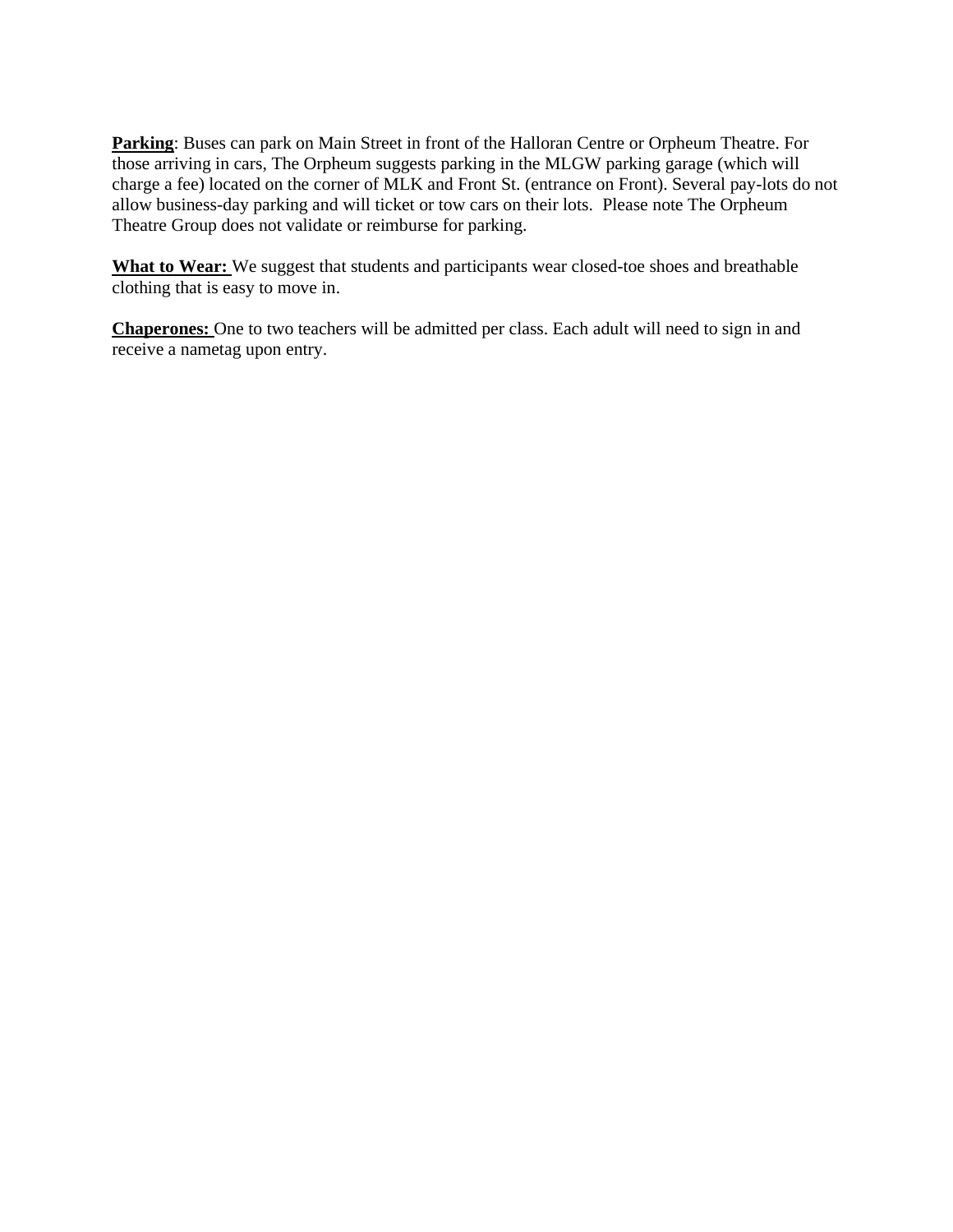**Parking**: Buses can park on Main Street in front of the Halloran Centre or Orpheum Theatre. For those arriving in cars, The Orpheum suggests parking in the MLGW parking garage (which will charge a fee) located on the corner of MLK and Front St. (entrance on Front). Several pay-lots do not allow business-day parking and will ticket or tow cars on their lots. Please note The Orpheum Theatre Group does not validate or reimburse for parking.

**What to Wear:** We suggest that students and participants wear closed-toe shoes and breathable clothing that is easy to move in.

**Chaperones:** One to two teachers will be admitted per class. Each adult will need to sign in and receive a nametag upon entry.